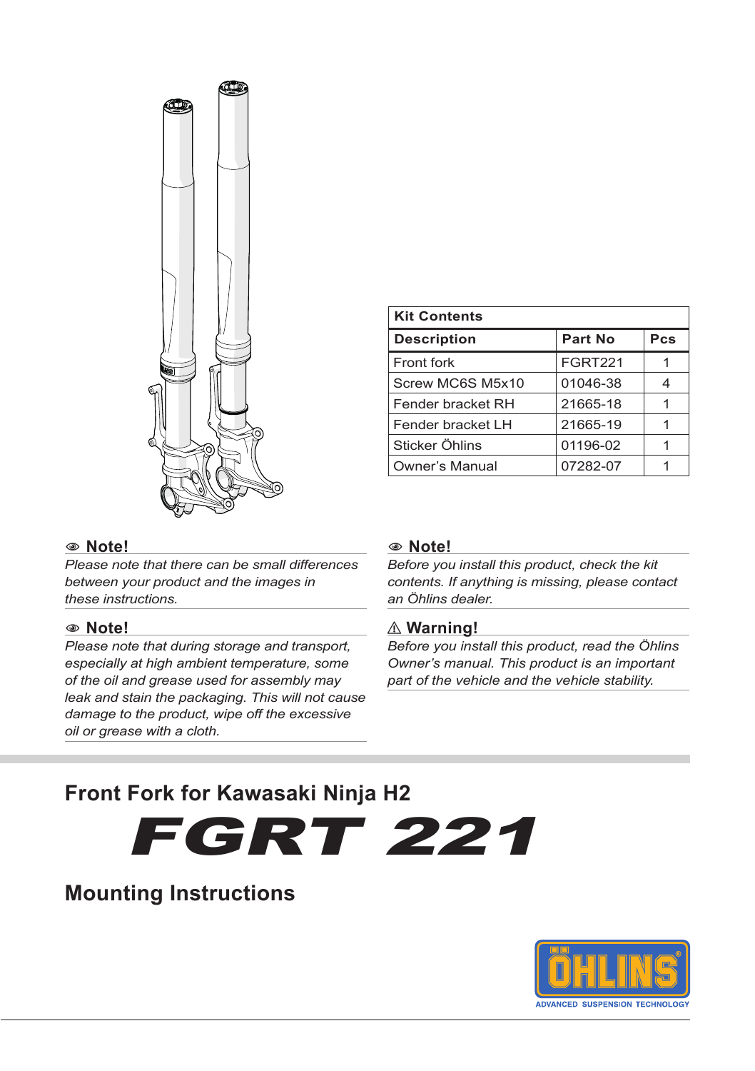| Kit Contents | | |
|---|---|---|
| **Description** | **Part No** | **Pcs** |
| Front fork | FGRT221 | 1 |
| Screw MC6S M5x10 | 01046-38 | 4 |
| Fender bracket RH | 21665-18 | 1 |
| Fender bracket LH | 21665-19 | 1 |
| Sticker Öhlins | 01196-02 | 1 |
| Owner's Manual | 07282-07 | 1 |

### Note!

*Please note that there can be small differences between your product and the images in these instructions.*

### Note!

*Please note that during storage and transport, especially at high ambient temperature, some of the oil and grease used for assembly may leak and stain the packaging. This will not cause damage to the product, wipe off the excessive oil or grease with a cloth.*

### Note!

*Before you install this product, check the kit contents. If anything is missing, please contact an Öhlins dealer.*

### ⚠ Warning!

*Before you install this product, read the Öhlins Owner's manual. This product is an important part of the vehicle and the vehicle stability.*

## Front Fork for Kawasaki Ninja H2

# FGRT 221

## Mounting Instructions

ÖHLINS
ADVANCED SUSPENSION TECHNOLOGY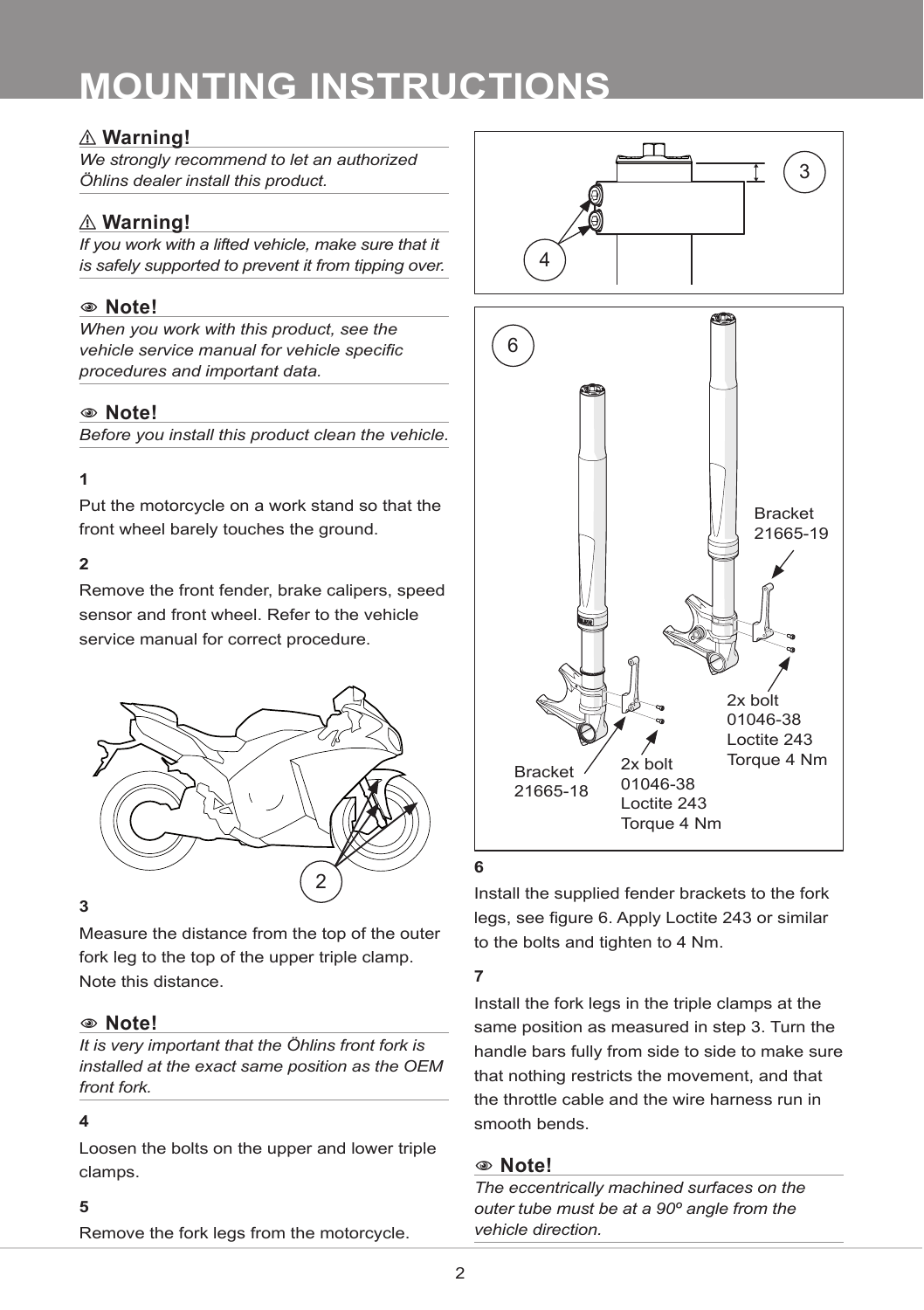# MOUNTING INSTRUCTIONS

**⚠ Warning!**

*We strongly recommend to let an authorized Öhlins dealer install this product.*

**⚠ Warning!**

*If you work with a lifted vehicle, make sure that it is safely supported to prevent it from tipping over.*

**Note!**

*When you work with this product, see the vehicle service manual for vehicle specific procedures and important data.*

**Note!**

*Before you install this product clean the vehicle.*

**1**

Put the motorcycle on a work stand so that the front wheel barely touches the ground.

**2**

Remove the front fender, brake calipers, speed sensor and front wheel. Refer to the vehicle service manual for correct procedure.

2

**3**

Measure the distance from the top of the outer fork leg to the top of the upper triple clamp. Note this distance.

**Note!**

*It is very important that the Öhlins front fork is installed at the exact same position as the OEM front fork.*

**4**

Loosen the bolts on the upper and lower triple clamps.

**5**

Remove the fork legs from the motorcycle.

3

4

6

Bracket 21665-19

2x bolt 01046-38 Loctite 243 Torque 4 Nm

Bracket 21665-18

2x bolt 01046-38 Loctite 243 Torque 4 Nm

**6**

Install the supplied fender brackets to the fork legs, see figure 6. Apply Loctite 243 or similar to the bolts and tighten to 4 Nm.

**7**

Install the fork legs in the triple clamps at the same position as measured in step 3. Turn the handle bars fully from side to side to make sure that nothing restricts the movement, and that the throttle cable and the wire harness run in smooth bends.

**Note!**

*The eccentrically machined surfaces on the outer tube must be at a 90º angle from the vehicle direction.*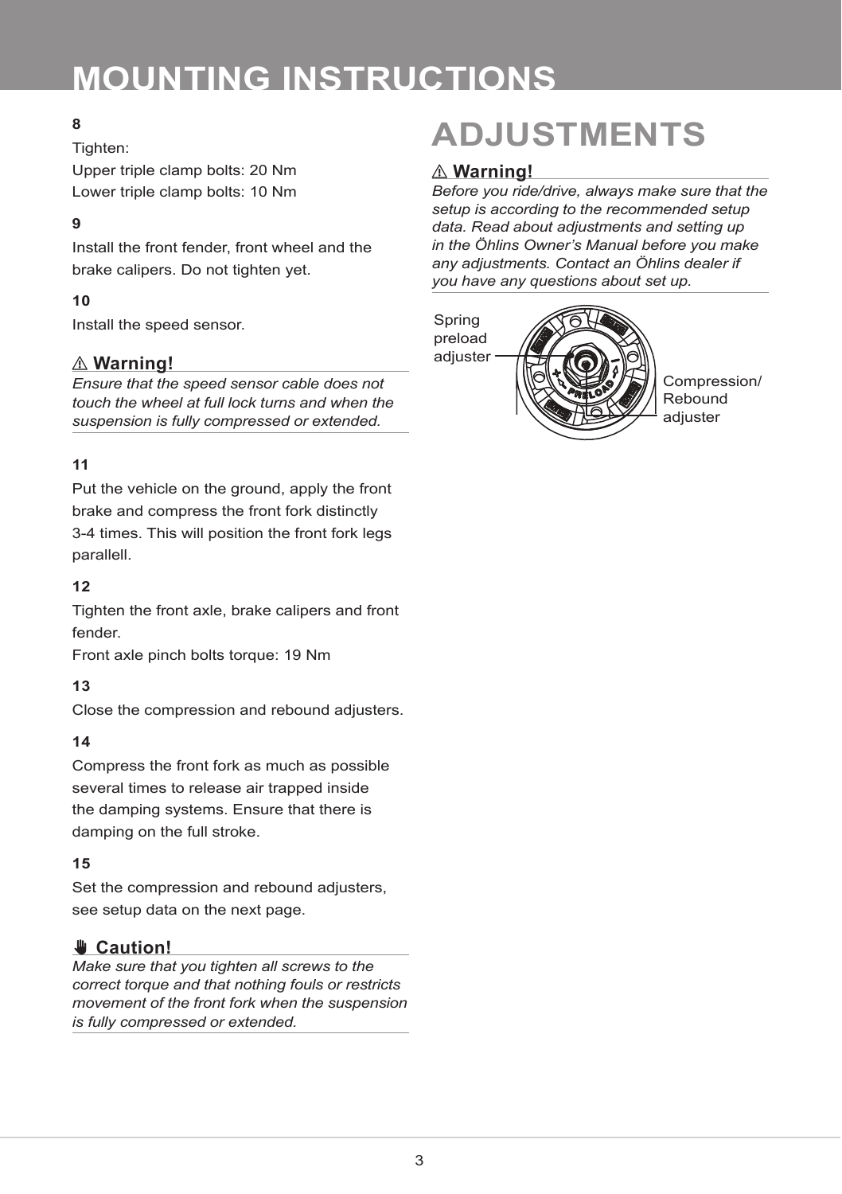# MOUNTING INSTRUCTIONS

**8**

Tighten:

Upper triple clamp bolts: 20 Nm

Lower triple clamp bolts: 10 Nm

**9**

Install the front fender, front wheel and the brake calipers. Do not tighten yet.

**10**

Install the speed sensor.

### ⚠ Warning!

*Ensure that the speed sensor cable does not touch the wheel at full lock turns and when the suspension is fully compressed or extended.*

**11**

Put the vehicle on the ground, apply the front brake and compress the front fork distinctly 3-4 times. This will position the front fork legs parallell.

**12**

Tighten the front axle, brake calipers and front fender.

Front axle pinch bolts torque: 19 Nm

**13**

Close the compression and rebound adjusters.

**14**

Compress the front fork as much as possible several times to release air trapped inside the damping systems. Ensure that there is damping on the full stroke.

**15**

Set the compression and rebound adjusters, see setup data on the next page.

### ✋ Caution!

*Make sure that you tighten all screws to the correct torque and that nothing fouls or restricts movement of the front fork when the suspension is fully compressed or extended.*

# ADJUSTMENTS

### ⚠ Warning!

*Before you ride/drive, always make sure that the setup is according to the recommended setup data. Read about adjustments and setting up in the Öhlins Owner's Manual before you make any adjustments. Contact an Öhlins dealer if you have any questions about set up.*

Spring preload adjuster

Compression/ Rebound adjuster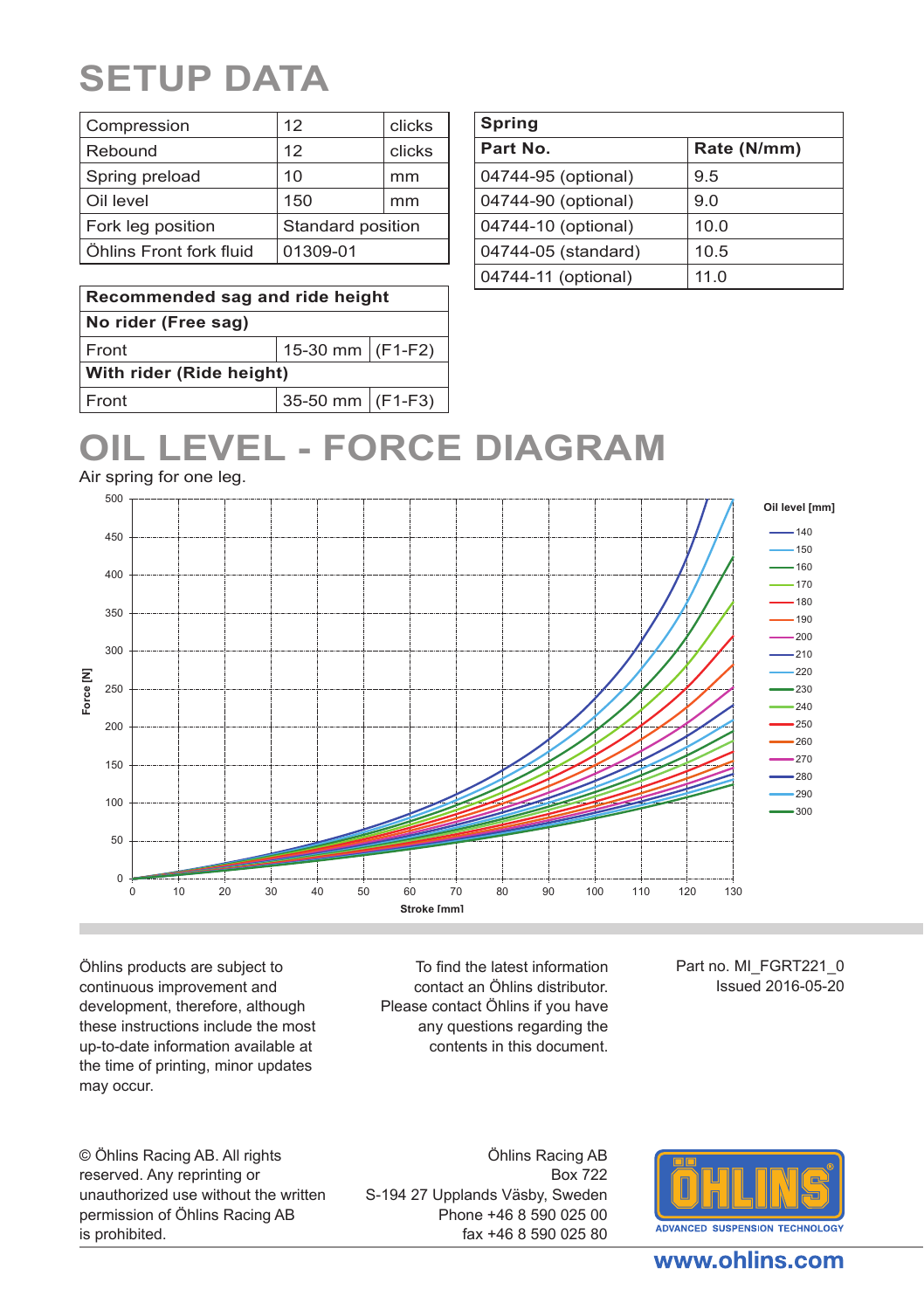# SETUP DATA

| | | |
|---|---|---|
| Compression | 12 | clicks |
| Rebound | 12 | clicks |
| Spring preload | 10 | mm |
| Oil level | 150 | mm |
| Fork leg position | Standard position | |
| Öhlins Front fork fluid | 01309-01 | |

| **Recommended sag and ride height** | | |
|---|---|---|
| **No rider (Free sag)** | | |
| Front | 15-30 mm | (F1-F2) |
| **With rider (Ride height)** | | |
| Front | 35-50 mm | (F1-F3) |

| **Spring** | |
|---|---|
| **Part No.** | **Rate (N/mm)** |
| 04744-95 (optional) | 9.5 |
| 04744-90 (optional) | 9.0 |
| 04744-10 (optional) | 10.0 |
| 04744-05 (standard) | 10.5 |
| 04744-11 (optional) | 11.0 |

# OIL LEVEL - FORCE DIAGRAM

Air spring for one leg.

Force [N]

0
50
100
150
200
250
300
350
400
450
500

Stroke [mm]

0
10
20
30
40
50
60
70
80
90
100
110
120
130

Oil level [mm]

140
150
160
170
180
190
200
210
220
230
240
250
260
270
280
290
300

Öhlins products are subject to continuous improvement and development, therefore, although these instructions include the most up-to-date information available at the time of printing, minor updates may occur.

To find the latest information contact an Öhlins distributor. Please contact Öhlins if you have any questions regarding the contents in this document.

Part no. MI_FGRT221_0
Issued 2016-05-20

© Öhlins Racing AB. All rights reserved. Any reprinting or unauthorized use without the written permission of Öhlins Racing AB is prohibited.

Öhlins Racing AB
Box 722
S-194 27 Upplands Väsby, Sweden
Phone +46 8 590 025 00
fax +46 8 590 025 80

ÖHLINS
ADVANCED SUSPENSION TECHNOLOGY

www.ohlins.com